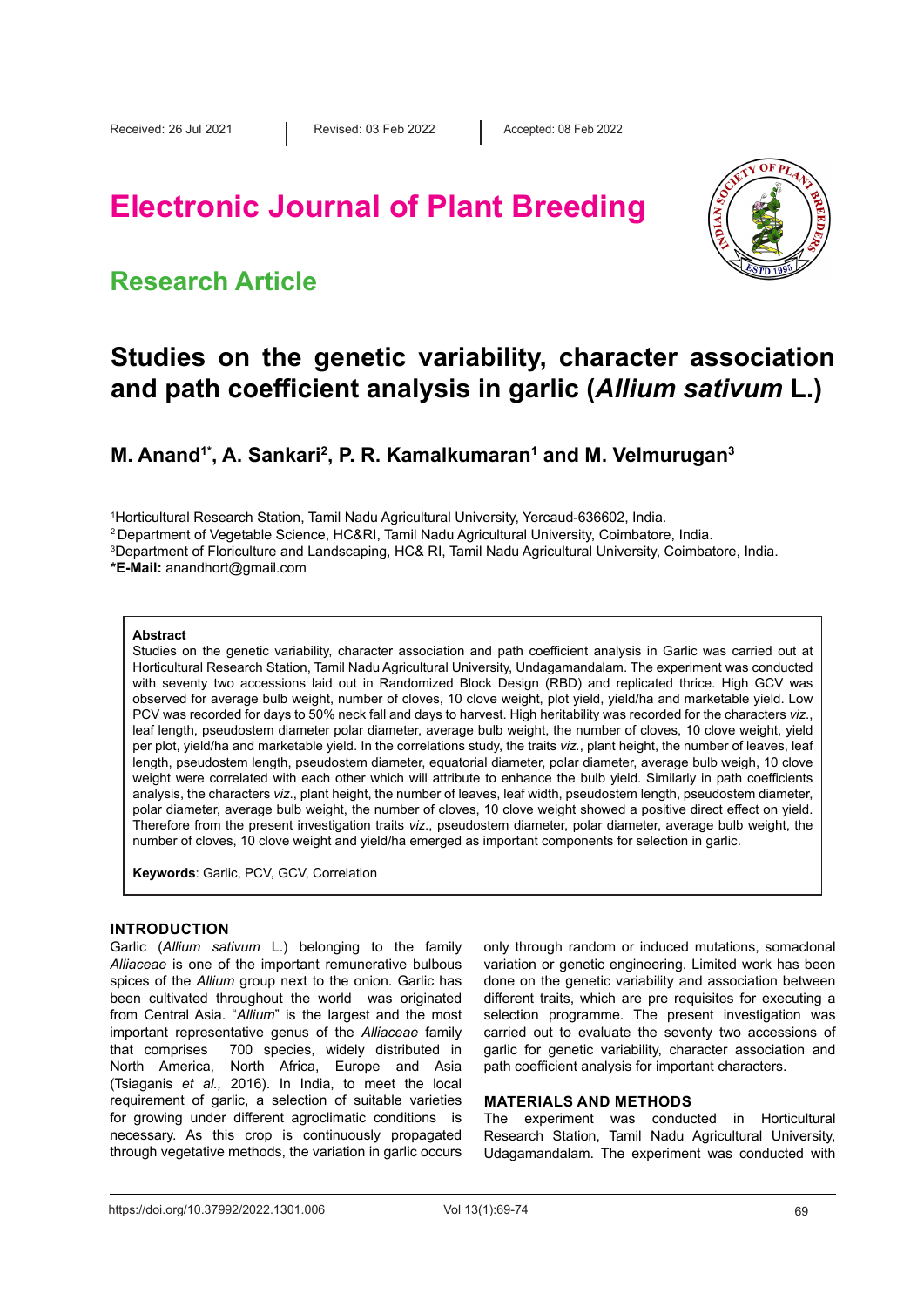Received: 26 Jul 2021 | Revised: 03 Feb 2022 | Accepted: 08 Feb 2022

# Electronic Journal of Plant Breeding

## Research Article

# Studies on the genetic variability, character association and path coefficient analysis in garlic (*Allium sativum* L.)

**M. Anand[1*], A. Sankari[2], P. R. Kamalkumaran[1] and M. Velmurugan[3]**

[1]Horticultural Research Station, Tamil Nadu Agricultural University, Yercaud-636602, India.
[2]Department of Vegetable Science, HC&RI, Tamil Nadu Agricultural University, Coimbatore, India.
[3]Department of Floriculture and Landscaping, HC& RI, Tamil Nadu Agricultural University, Coimbatore, India.
***E-Mail:** anandhort@gmail.com

**Abstract**

Studies on the genetic variability, character association and path coefficient analysis in Garlic was carried out at Horticultural Research Station, Tamil Nadu Agricultural University, Undagamandalam. The experiment was conducted with seventy two accessions laid out in Randomized Block Design (RBD) and replicated thrice. High GCV was observed for average bulb weight, number of cloves, 10 clove weight, plot yield, yield/ha and marketable yield. Low PCV was recorded for days to 50% neck fall and days to harvest. High heritability was recorded for the characters *viz*., leaf length, pseudostem diameter polar diameter, average bulb weight, the number of cloves, 10 clove weight, yield per plot, yield/ha and marketable yield. In the correlations study, the traits *viz.*, plant height, the number of leaves, leaf length, pseudostem length, pseudostem diameter, equatorial diameter, polar diameter, average bulb weigh, 10 clove weight were correlated with each other which will attribute to enhance the bulb yield. Similarly in path coefficients analysis, the characters *viz*., plant height, the number of leaves, leaf width, pseudostem length, pseudostem diameter, polar diameter, average bulb weight, the number of cloves, 10 clove weight showed a positive direct effect on yield. Therefore from the present investigation traits *viz*., pseudostem diameter, polar diameter, average bulb weight, the number of cloves, 10 clove weight and yield/ha emerged as important components for selection in garlic.

**Keywords**: Garlic, PCV, GCV, Correlation

## INTRODUCTION

Garlic (*Allium sativum* L.) belonging to the family *Alliaceae* is one of the important remunerative bulbous spices of the *Allium* group next to the onion. Garlic has been cultivated throughout the world was originated from Central Asia. "*Allium*" is the largest and the most important representative genus of the *Alliaceae* family that comprises 700 species, widely distributed in North America, North Africa, Europe and Asia (Tsiaganis *et al.,* 2016). In India, to meet the local requirement of garlic, a selection of suitable varieties for growing under different agroclimatic conditions is necessary. As this crop is continuously propagated through vegetative methods, the variation in garlic occurs only through random or induced mutations, somaclonal variation or genetic engineering. Limited work has been done on the genetic variability and association between different traits, which are pre requisites for executing a selection programme. The present investigation was carried out to evaluate the seventy two accessions of garlic for genetic variability, character association and path coefficient analysis for important characters.

## MATERIALS AND METHODS

The experiment was conducted in Horticultural Research Station, Tamil Nadu Agricultural University, Udagamandalam. The experiment was conducted with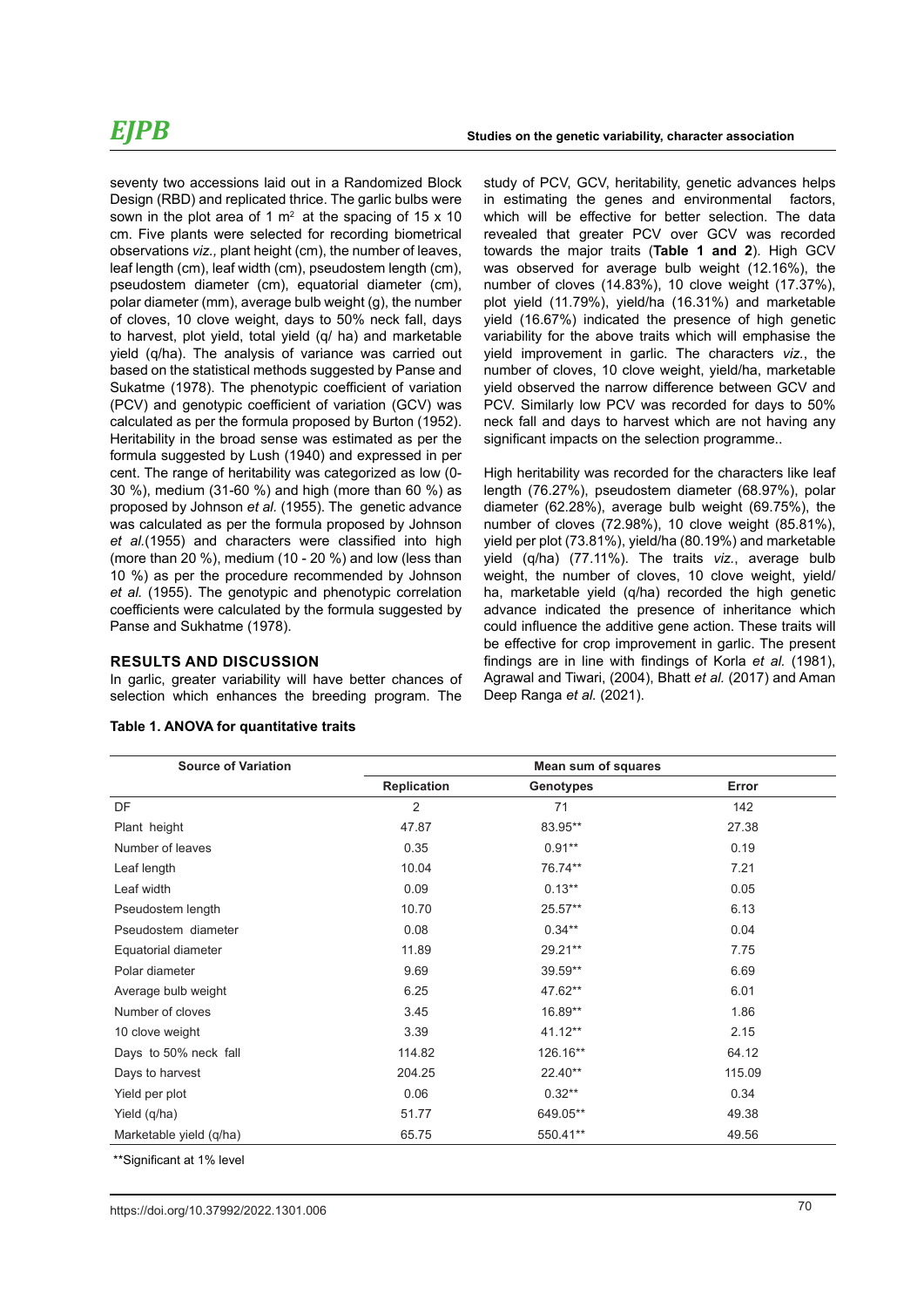seventy two accessions laid out in a Randomized Block Design (RBD) and replicated thrice. The garlic bulbs were sown in the plot area of 1 m$^2$ at the spacing of 15 x 10 cm. Five plants were selected for recording biometrical observations *viz.,* plant height (cm), the number of leaves, leaf length (cm), leaf width (cm), pseudostem length (cm), pseudostem diameter (cm), equatorial diameter (cm), polar diameter (mm), average bulb weight (g), the number of cloves, 10 clove weight, days to 50% neck fall, days to harvest, plot yield, total yield (q/ ha) and marketable yield (q/ha). The analysis of variance was carried out based on the statistical methods suggested by Panse and Sukatme (1978). The phenotypic coefficient of variation (PCV) and genotypic coefficient of variation (GCV) was calculated as per the formula proposed by Burton (1952). Heritability in the broad sense was estimated as per the formula suggested by Lush (1940) and expressed in per cent. The range of heritability was categorized as low (0-30 %), medium (31-60 %) and high (more than 60 %) as proposed by Johnson *et al.* (1955). The genetic advance was calculated as per the formula proposed by Johnson *et al.*(1955) and characters were classified into high (more than 20 %), medium (10 - 20 %) and low (less than 10 %) as per the procedure recommended by Johnson *et al.* (1955). The genotypic and phenotypic correlation coefficients were calculated by the formula suggested by Panse and Sukhatme (1978).

## RESULTS AND DISCUSSION

In garlic, greater variability will have better chances of selection which enhances the breeding program. The study of PCV, GCV, heritability, genetic advances helps in estimating the genes and environmental factors, which will be effective for better selection. The data revealed that greater PCV over GCV was recorded towards the major traits (**Table 1 and 2**). High GCV was observed for average bulb weight (12.16%), the number of cloves (14.83%), 10 clove weight (17.37%), plot yield (11.79%), yield/ha (16.31%) and marketable yield (16.67%) indicated the presence of high genetic variability for the above traits which will emphasise the yield improvement in garlic. The characters *viz.*, the number of cloves, 10 clove weight, yield/ha, marketable yield observed the narrow difference between GCV and PCV. Similarly low PCV was recorded for days to 50% neck fall and days to harvest which are not having any significant impacts on the selection programme..

High heritability was recorded for the characters like leaf length (76.27%), pseudostem diameter (68.97%), polar diameter (62.28%), average bulb weight (69.75%), the number of cloves (72.98%), 10 clove weight (85.81%), yield per plot (73.81%), yield/ha (80.19%) and marketable yield (q/ha) (77.11%). The traits *viz.*, average bulb weight, the number of cloves, 10 clove weight, yield/ ha, marketable yield (q/ha) recorded the high genetic advance indicated the presence of inheritance which could influence the additive gene action. These traits will be effective for crop improvement in garlic. The present findings are in line with findings of Korla *et al.* (1981), Agrawal and Tiwari, (2004), Bhatt *et al.* (2017) and Aman Deep Ranga *et al.* (2021).

**Table 1. ANOVA for quantitative traits**

| Source of Variation | Mean sum of squares | | |
|---|---|---|---|
| | Replication | Genotypes | Error |
| DF | 2 | 71 | 142 |
| Plant height | 47.87 | 83.95** | 27.38 |
| Number of leaves | 0.35 | 0.91** | 0.19 |
| Leaf length | 10.04 | 76.74** | 7.21 |
| Leaf width | 0.09 | 0.13** | 0.05 |
| Pseudostem length | 10.70 | 25.57** | 6.13 |
| Pseudostem diameter | 0.08 | 0.34** | 0.04 |
| Equatorial diameter | 11.89 | 29.21** | 7.75 |
| Polar diameter | 9.69 | 39.59** | 6.69 |
| Average bulb weight | 6.25 | 47.62** | 6.01 |
| Number of cloves | 3.45 | 16.89** | 1.86 |
| 10 clove weight | 3.39 | 41.12** | 2.15 |
| Days to 50% neck fall | 114.82 | 126.16** | 64.12 |
| Days to harvest | 204.25 | 22.40** | 115.09 |
| Yield per plot | 0.06 | 0.32** | 0.34 |
| Yield (q/ha) | 51.77 | 649.05** | 49.38 |
| Marketable yield (q/ha) | 65.75 | 550.41** | 49.56 |

**Significant at 1% level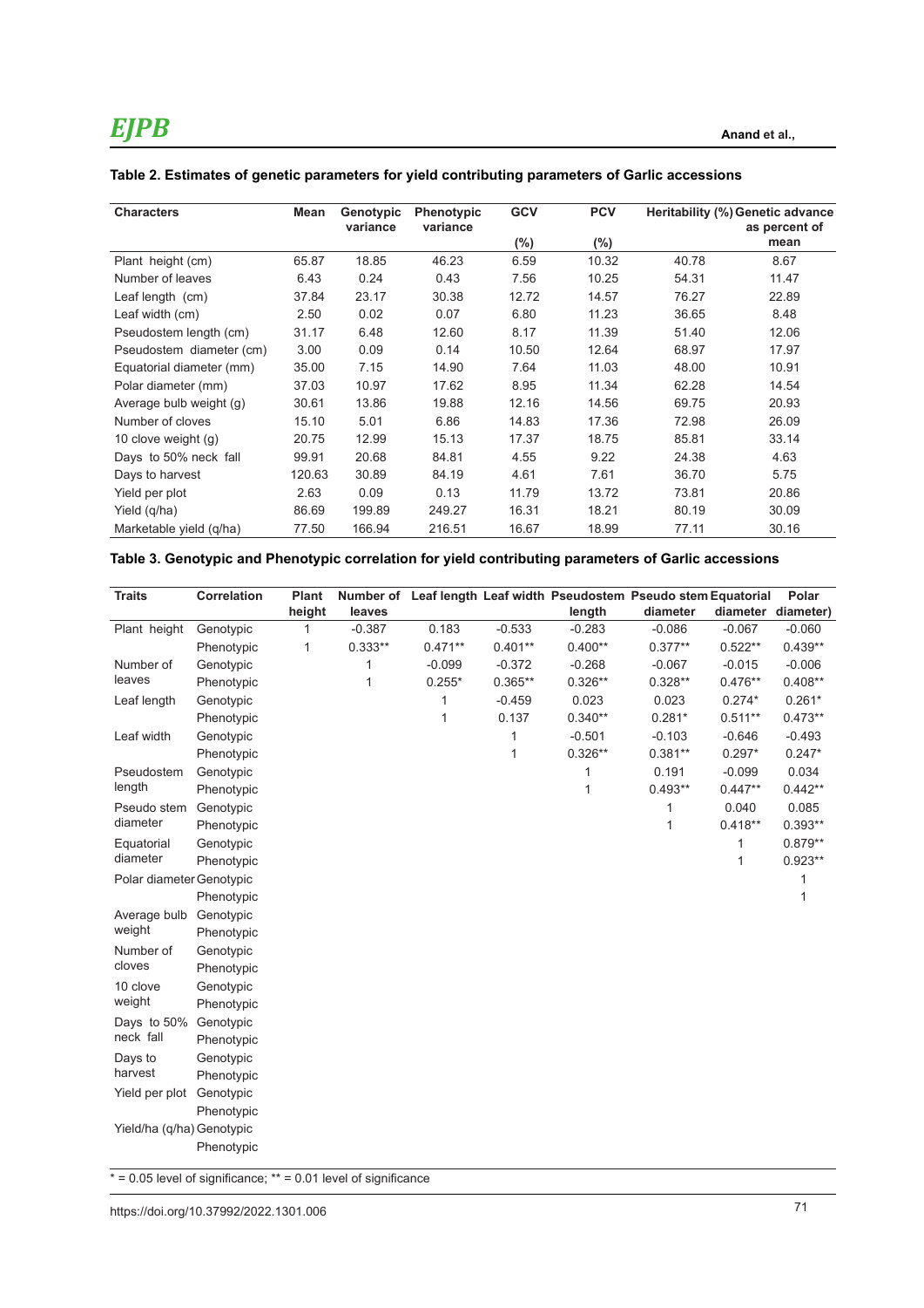**Table 2. Estimates of genetic parameters for yield contributing parameters of Garlic accessions**

| Characters | Mean | Genotypic variance | Phenotypic variance | GCV (%) | PCV (%) | Heritability (%) | Genetic advance as percent of mean |
|---|---|---|---|---|---|---|---|
| Plant height (cm) | 65.87 | 18.85 | 46.23 | 6.59 | 10.32 | 40.78 | 8.67 |
| Number of leaves | 6.43 | 0.24 | 0.43 | 7.56 | 10.25 | 54.31 | 11.47 |
| Leaf length (cm) | 37.84 | 23.17 | 30.38 | 12.72 | 14.57 | 76.27 | 22.89 |
| Leaf width (cm) | 2.50 | 0.02 | 0.07 | 6.80 | 11.23 | 36.65 | 8.48 |
| Pseudostem length (cm) | 31.17 | 6.48 | 12.60 | 8.17 | 11.39 | 51.40 | 12.06 |
| Pseudostem diameter (cm) | 3.00 | 0.09 | 0.14 | 10.50 | 12.64 | 68.97 | 17.97 |
| Equatorial diameter (mm) | 35.00 | 7.15 | 14.90 | 7.64 | 11.03 | 48.00 | 10.91 |
| Polar diameter (mm) | 37.03 | 10.97 | 17.62 | 8.95 | 11.34 | 62.28 | 14.54 |
| Average bulb weight (g) | 30.61 | 13.86 | 19.88 | 12.16 | 14.56 | 69.75 | 20.93 |
| Number of cloves | 15.10 | 5.01 | 6.86 | 14.83 | 17.36 | 72.98 | 26.09 |
| 10 clove weight (g) | 20.75 | 12.99 | 15.13 | 17.37 | 18.75 | 85.81 | 33.14 |
| Days to 50% neck fall | 99.91 | 20.68 | 84.81 | 4.55 | 9.22 | 24.38 | 4.63 |
| Days to harvest | 120.63 | 30.89 | 84.19 | 4.61 | 7.61 | 36.70 | 5.75 |
| Yield per plot | 2.63 | 0.09 | 0.13 | 11.79 | 13.72 | 73.81 | 20.86 |
| Yield (q/ha) | 86.69 | 199.89 | 249.27 | 16.31 | 18.21 | 80.19 | 30.09 |
| Marketable yield (q/ha) | 77.50 | 166.94 | 216.51 | 16.67 | 18.99 | 77.11 | 30.16 |

**Table 3. Genotypic and Phenotypic correlation for yield contributing parameters of Garlic accessions**

| Traits | Correlation | Plant height | Number of leaves | Leaf length | Leaf width | Pseudostem length | Pseudo stem diameter | Equatorial diameter | Polar diameter) |
|---|---|---|---|---|---|---|---|---|---|
| Plant height | Genotypic | 1 | -0.387 | 0.183 | -0.533 | -0.283 | -0.086 | -0.067 | -0.060 |
| | Phenotypic | 1 | 0.333** | 0.471** | 0.401** | 0.400** | 0.377** | 0.522** | 0.439** |
| Number of leaves | Genotypic | | 1 | -0.099 | -0.372 | -0.268 | -0.067 | -0.015 | -0.006 |
| | Phenotypic | | 1 | 0.255* | 0.365** | 0.326** | 0.328** | 0.476** | 0.408** |
| Leaf length | Genotypic | | | 1 | -0.459 | 0.023 | 0.023 | 0.274* | 0.261* |
| | Phenotypic | | | 1 | 0.137 | 0.340** | 0.281* | 0.511** | 0.473** |
| Leaf width | Genotypic | | | | 1 | -0.501 | -0.103 | -0.646 | -0.493 |
| | Phenotypic | | | | 1 | 0.326** | 0.381** | 0.297* | 0.247* |
| Pseudostem length | Genotypic | | | | | 1 | 0.191 | -0.099 | 0.034 |
| | Phenotypic | | | | | 1 | 0.493** | 0.447** | 0.442** |
| Pseudo stem diameter | Genotypic | | | | | | 1 | 0.040 | 0.085 |
| | Phenotypic | | | | | | 1 | 0.418** | 0.393** |
| Equatorial diameter | Genotypic | | | | | | | 1 | 0.879** |
| | Phenotypic | | | | | | | 1 | 0.923** |
| Polar diameter | Genotypic | | | | | | | | 1 |
| | Phenotypic | | | | | | | | 1 |
| Average bulb weight | Genotypic | | | | | | | | |
| | Phenotypic | | | | | | | | |
| Number of cloves | Genotypic | | | | | | | | |
| | Phenotypic | | | | | | | | |
| 10 clove weight | Genotypic | | | | | | | | |
| | Phenotypic | | | | | | | | |
| Days to 50% neck fall | Genotypic | | | | | | | | |
| | Phenotypic | | | | | | | | |
| Days to harvest | Genotypic | | | | | | | | |
| | Phenotypic | | | | | | | | |
| Yield per plot | Genotypic | | | | | | | | |
| | Phenotypic | | | | | | | | |
| Yield/ha (q/ha) | Genotypic | | | | | | | | |
| | Phenotypic | | | | | | | | |

* = 0.05 level of significance; ** = 0.01 level of significance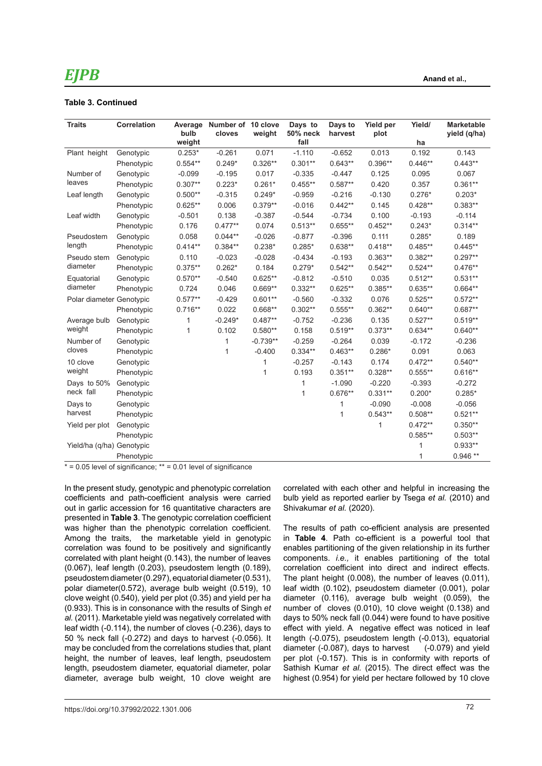**Table 3. Continued**

| Traits | Correlation | Average bulb weight | Number of cloves | 10 clove weight | Days to 50% neck fall | Days to harvest | Yield per plot | Yield/ ha | Marketable yield (q/ha) |
|---|---|---|---|---|---|---|---|---|---|
| Plant height | Genotypic | 0.253* | -0.261 | 0.071 | -1.110 | -0.652 | 0.013 | 0.192 | 0.143 |
| | Phenotypic | 0.554** | 0.249* | 0.326** | 0.301** | 0.643** | 0.396** | 0.446** | 0.443** |
| Number of leaves | Genotypic | -0.099 | -0.195 | 0.017 | -0.335 | -0.447 | 0.125 | 0.095 | 0.067 |
| | Phenotypic | 0.307** | 0.223* | 0.261* | 0.455** | 0.587** | 0.420 | 0.357 | 0.361** |
| Leaf length | Genotypic | 0.500** | -0.315 | 0.249* | -0.959 | -0.216 | -0.130 | 0.276* | 0.203* |
| | Phenotypic | 0.625** | 0.006 | 0.379** | -0.016 | 0.442** | 0.145 | 0.428** | 0.383** |
| Leaf width | Genotypic | -0.501 | 0.138 | -0.387 | -0.544 | -0.734 | 0.100 | -0.193 | -0.114 |
| | Phenotypic | 0.176 | 0.477** | 0.074 | 0.513** | 0.655** | 0.452** | 0.243* | 0.314** |
| Pseudostem length | Genotypic | 0.058 | 0.044** | -0.026 | -0.877 | -0.396 | 0.111 | 0.285* | 0.189 |
| | Phenotypic | 0.414** | 0.384** | 0.238* | 0.285* | 0.638** | 0.418** | 0.485** | 0.445** |
| Pseudo stem diameter | Genotypic | 0.110 | -0.023 | -0.028 | -0.434 | -0.193 | 0.363** | 0.382** | 0.297** |
| | Phenotypic | 0.375** | 0.262* | 0.184 | 0.279* | 0.542** | 0.542** | 0.524** | 0.476** |
| Equatorial diameter | Genotypic | 0.570** | -0.540 | 0.625** | -0.812 | -0.510 | 0.035 | 0.512** | 0.531** |
| | Phenotypic | 0.724 | 0.046 | 0.669** | 0.332** | 0.625** | 0.385** | 0.635** | 0.664** |
| Polar diameter | Genotypic | 0.577** | -0.429 | 0.601** | -0.560 | -0.332 | 0.076 | 0.525** | 0.572** |
| | Phenotypic | 0.716** | 0.022 | 0.668** | 0.302** | 0.555** | 0.362** | 0.640** | 0.687** |
| Average bulb weight | Genotypic | 1 | -0.249* | 0.487** | -0.752 | -0.236 | 0.135 | 0.527** | 0.519** |
| | Phenotypic | 1 | 0.102 | 0.580** | 0.158 | 0.519** | 0.373** | 0.634** | 0.640** |
| Number of cloves | Genotypic | | 1 | -0.739** | -0.259 | -0.264 | 0.039 | -0.172 | -0.236 |
| | Phenotypic | | 1 | -0.400 | 0.334** | 0.463** | 0.286* | 0.091 | 0.063 |
| 10 clove weight | Genotypic | | | 1 | -0.257 | -0.143 | 0.174 | 0.472** | 0.540** |
| | Phenotypic | | | 1 | 0.193 | 0.351** | 0.328** | 0.555** | 0.616** |
| Days to 50% neck fall | Genotypic | | | | 1 | -1.090 | -0.220 | -0.393 | -0.272 |
| | Phenotypic | | | | 1 | 0.676** | 0.331** | 0.200* | 0.285* |
| Days to harvest | Genotypic | | | | | 1 | -0.090 | -0.008 | -0.056 |
| | Phenotypic | | | | | 1 | 0.543** | 0.508** | 0.521** |
| Yield per plot | Genotypic | | | | | | 1 | 0.472** | 0.350** |
| | Phenotypic | | | | | | | 0.585** | 0.503** |
| Yield/ha (q/ha) | Genotypic | | | | | | | 1 | 0.933** |
| | Phenotypic | | | | | | | 1 | 0.946 ** |

* = 0.05 level of significance; ** = 0.01 level of significance

In the present study, genotypic and phenotypic correlation coefficients and path-coefficient analysis were carried out in garlic accession for 16 quantitative characters are presented in **Table 3**. The genotypic correlation coefficient was higher than the phenotypic correlation coefficient. Among the traits, the marketable yield in genotypic correlation was found to be positively and significantly correlated with plant height (0.143), the number of leaves (0.067), leaf length (0.203), pseudostem length (0.189), pseudostem diameter (0.297), equatorial diameter (0.531), polar diameter(0.572), average bulb weight (0.519), 10 clove weight (0.540), yield per plot (0.35) and yield per ha (0.933). This is in consonance with the results of Singh *et al.* (2011). Marketable yield was negatively correlated with leaf width (-0.114), the number of cloves (-0.236), days to 50 % neck fall (-0.272) and days to harvest (-0.056). It may be concluded from the correlations studies that, plant height, the number of leaves, leaf length, pseudostem length, pseudostem diameter, equatorial diameter, polar diameter, average bulb weight, 10 clove weight are correlated with each other and helpful in increasing the bulb yield as reported earlier by Tsega *et al.* (2010) and Shivakumar *et al.* (2020).

The results of path co-efficient analysis are presented in **Table 4**. Path co-efficient is a powerful tool that enables partitioning of the given relationship in its further components. *i.e.,* it enables partitioning of the total correlation coefficient into direct and indirect effects. The plant height (0.008), the number of leaves (0.011), leaf width (0.102), pseudostem diameter (0.001), polar diameter (0.116), average bulb weight (0.059), the number of cloves (0.010), 10 clove weight (0.138) and days to 50% neck fall (0.044) were found to have positive effect with yield. A negative effect was noticed in leaf length (-0.075), pseudostem length (-0.013), equatorial diameter (-0.087), days to harvest (-0.079) and yield per plot (-0.157). This is in conformity with reports of Sathish Kumar *et al.* (2015). The direct effect was the highest (0.954) for yield per hectare followed by 10 clove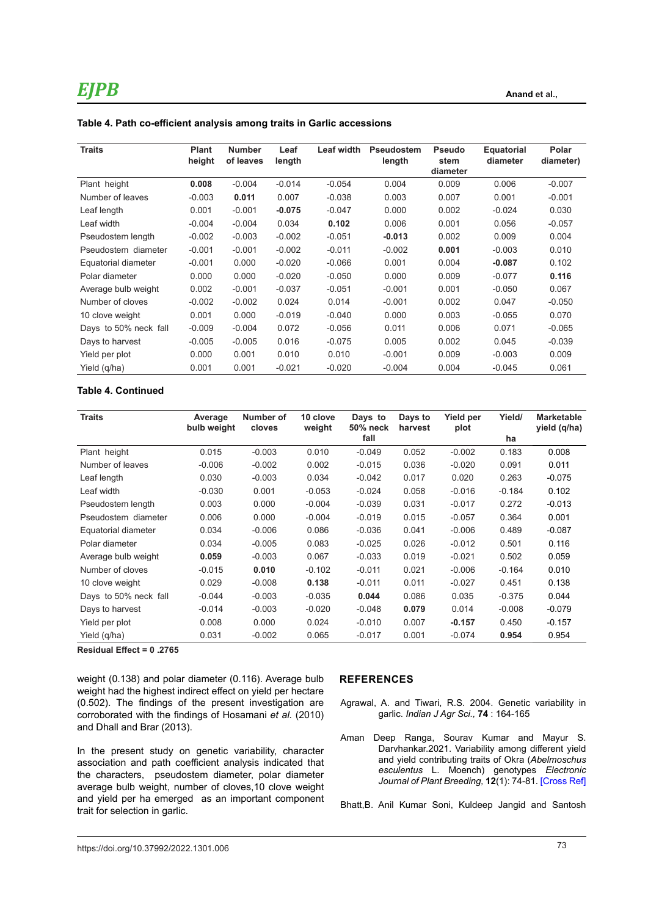**Table 4. Path co-efficient analysis among traits in Garlic accessions**

| Traits | Plant height | Number of leaves | Leaf length | Leaf width | Pseudostem length | Pseudo stem diameter | Equatorial diameter | Polar diameter) |
|---|---|---|---|---|---|---|---|---|
| Plant height | **0.008** | -0.004 | -0.014 | -0.054 | 0.004 | 0.009 | 0.006 | -0.007 |
| Number of leaves | -0.003 | **0.011** | 0.007 | -0.038 | 0.003 | 0.007 | 0.001 | -0.001 |
| Leaf length | 0.001 | -0.001 | **-0.075** | -0.047 | 0.000 | 0.002 | -0.024 | 0.030 |
| Leaf width | -0.004 | -0.004 | 0.034 | **0.102** | 0.006 | 0.001 | 0.056 | -0.057 |
| Pseudostem length | -0.002 | -0.003 | -0.002 | -0.051 | **-0.013** | 0.002 | 0.009 | 0.004 |
| Pseudostem diameter | -0.001 | -0.001 | -0.002 | -0.011 | -0.002 | **0.001** | -0.003 | 0.010 |
| Equatorial diameter | -0.001 | 0.000 | -0.020 | -0.066 | 0.001 | 0.004 | **-0.087** | 0.102 |
| Polar diameter | 0.000 | 0.000 | -0.020 | -0.050 | 0.000 | 0.009 | -0.077 | **0.116** |
| Average bulb weight | 0.002 | -0.001 | -0.037 | -0.051 | -0.001 | 0.001 | -0.050 | 0.067 |
| Number of cloves | -0.002 | -0.002 | 0.024 | 0.014 | -0.001 | 0.002 | 0.047 | -0.050 |
| 10 clove weight | 0.001 | 0.000 | -0.019 | -0.040 | 0.000 | 0.003 | -0.055 | 0.070 |
| Days to 50% neck fall | -0.009 | -0.004 | 0.072 | -0.056 | 0.011 | 0.006 | 0.071 | -0.065 |
| Days to harvest | -0.005 | -0.005 | 0.016 | -0.075 | 0.005 | 0.002 | 0.045 | -0.039 |
| Yield per plot | 0.000 | 0.001 | 0.010 | 0.010 | -0.001 | 0.009 | -0.003 | 0.009 |
| Yield (q/ha) | 0.001 | 0.001 | -0.021 | -0.020 | -0.004 | 0.004 | -0.045 | 0.061 |

**Table 4. Continued**

| Traits | Average bulb weight | Number of cloves | 10 clove weight | Days to 50% neck fall | Days to harvest | Yield per plot | Yield/ ha | Marketable yield (q/ha) |
|---|---|---|---|---|---|---|---|---|
| Plant height | 0.015 | -0.003 | 0.010 | -0.049 | 0.052 | -0.002 | 0.183 | 0.008 |
| Number of leaves | -0.006 | -0.002 | 0.002 | -0.015 | 0.036 | -0.020 | 0.091 | 0.011 |
| Leaf length | 0.030 | -0.003 | 0.034 | -0.042 | 0.017 | 0.020 | 0.263 | -0.075 |
| Leaf width | -0.030 | 0.001 | -0.053 | -0.024 | 0.058 | -0.016 | -0.184 | 0.102 |
| Pseudostem length | 0.003 | 0.000 | -0.004 | -0.039 | 0.031 | -0.017 | 0.272 | -0.013 |
| Pseudostem diameter | 0.006 | 0.000 | -0.004 | -0.019 | 0.015 | -0.057 | 0.364 | 0.001 |
| Equatorial diameter | 0.034 | -0.006 | 0.086 | -0.036 | 0.041 | -0.006 | 0.489 | -0.087 |
| Polar diameter | 0.034 | -0.005 | 0.083 | -0.025 | 0.026 | -0.012 | 0.501 | 0.116 |
| Average bulb weight | **0.059** | -0.003 | 0.067 | -0.033 | 0.019 | -0.021 | 0.502 | 0.059 |
| Number of cloves | -0.015 | **0.010** | -0.102 | -0.011 | 0.021 | -0.006 | -0.164 | 0.010 |
| 10 clove weight | 0.029 | -0.008 | **0.138** | -0.011 | 0.011 | -0.027 | 0.451 | 0.138 |
| Days to 50% neck fall | -0.044 | -0.003 | -0.035 | **0.044** | 0.086 | 0.035 | -0.375 | 0.044 |
| Days to harvest | -0.014 | -0.003 | -0.020 | -0.048 | **0.079** | 0.014 | -0.008 | -0.079 |
| Yield per plot | 0.008 | 0.000 | 0.024 | -0.010 | 0.007 | **-0.157** | 0.450 | -0.157 |
| Yield (q/ha) | 0.031 | -0.002 | 0.065 | -0.017 | 0.001 | -0.074 | **0.954** | 0.954 |

**Residual Effect = 0 .2765**

weight (0.138) and polar diameter (0.116). Average bulb weight had the highest indirect effect on yield per hectare (0.502). The findings of the present investigation are corroborated with the findings of Hosamani *et al.* (2010) and Dhall and Brar (2013).

In the present study on genetic variability, character association and path coefficient analysis indicated that the characters, pseudostem diameter, polar diameter average bulb weight, number of cloves,10 clove weight and yield per ha emerged as an important component trait for selection in garlic.

## REFERENCES

Agrawal, A. and Tiwari, R.S. 2004. Genetic variability in garlic. *Indian J Agr Sci.,* **74** : 164-165

Aman Deep Ranga, Sourav Kumar and Mayur S. Darvhankar.2021. Variability among different yield and yield contributing traits of Okra (*Abelmoschus esculentus* L. Moench) genotypes *Electronic Journal of Plant Breeding,* **12**(1): 74-81. [Cross Ref]

Bhatt,B. Anil Kumar Soni, Kuldeep Jangid and Santosh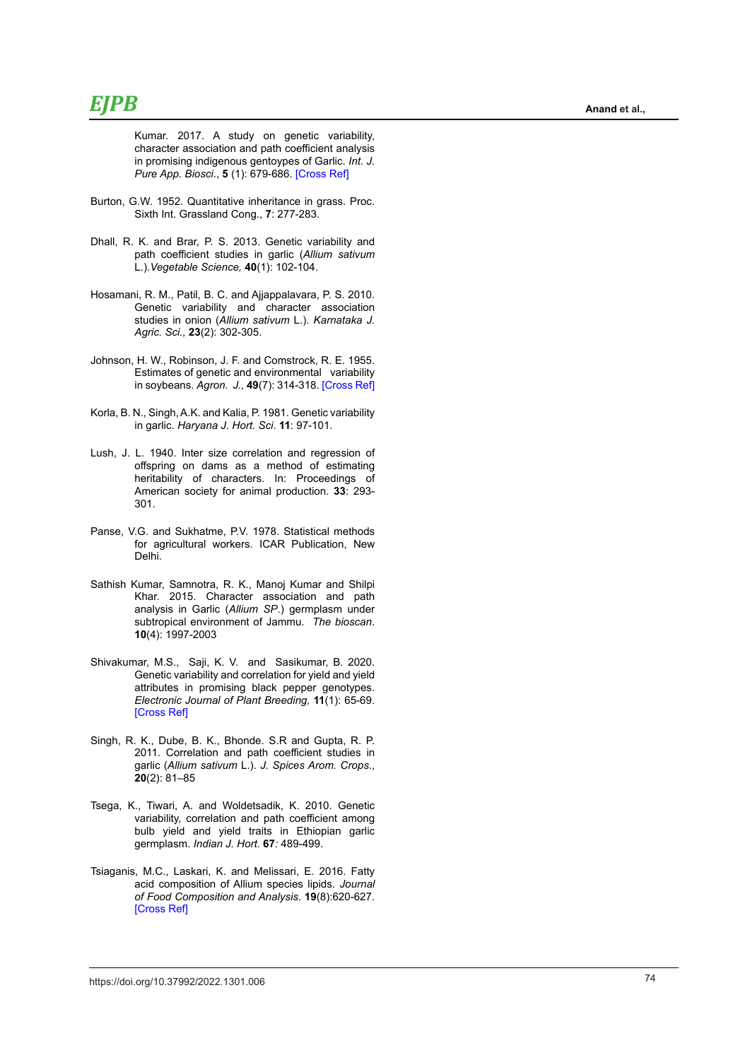Kumar. 2017. A study on genetic variability, character association and path coefficient analysis in promising indigenous gentoypes of Garlic. *Int. J. Pure App. Biosci*., **5** (1): 679-686. [Cross Ref]

Burton, G.W. 1952. Quantitative inheritance in grass. Proc. Sixth Int. Grassland Cong., **7**: 277-283.

Dhall, R. K. and Brar, P. S. 2013. Genetic variability and path coefficient studies in garlic (*Allium sativum* L.).*Vegetable Science,* **40**(1): 102-104.

Hosamani, R. M., Patil, B. C. and Ajjappalavara, P. S. 2010. Genetic variability and character association studies in onion (*Allium sativum* L.). *Karnataka J. Agric. Sci.,* **23**(2): 302-305.

Johnson, H. W., Robinson, J. F. and Comstrock, R. E. 1955. Estimates of genetic and environmental variability in soybeans. *Agron. J.,* **49**(7): 314-318. [Cross Ref]

Korla, B. N., Singh, A.K. and Kalia, P. 1981. Genetic variability in garlic. *Haryana J. Hort. Sci*. **11**: 97-101.

Lush, J. L. 1940. Inter size correlation and regression of offspring on dams as a method of estimating heritability of characters. In: Proceedings of American society for animal production. **33**: 293-301.

Panse, V.G. and Sukhatme, P.V. 1978. Statistical methods for agricultural workers. ICAR Publication, New Delhi.

Sathish Kumar, Samnotra, R. K., Manoj Kumar and Shilpi Khar. 2015. Character association and path analysis in Garlic (*Allium SP*.) germplasm under subtropical environment of Jammu. *The bioscan*. **10**(4): 1997-2003

Shivakumar, M.S., Saji, K. V. and Sasikumar, B. 2020. Genetic variability and correlation for yield and yield attributes in promising black pepper genotypes. *Electronic Journal of Plant Breeding,* **11**(1): 65-69. [Cross Ref]

Singh, R. K., Dube, B. K., Bhonde. S.R and Gupta, R. P. 2011. Correlation and path coefficient studies in garlic (*Allium sativum* L.). *J. Spices Arom. Crops*., **20**(2): 81–85

Tsega, K., Tiwari, A. and Woldetsadik, K. 2010. Genetic variability, correlation and path coefficient among bulb yield and yield traits in Ethiopian garlic germplasm. *Indian J. Hort.* **67***:* 489-499.

Tsiaganis, M.C., Laskari, K. and Melissari, E. 2016. Fatty acid composition of Allium species lipids. *Journal of Food Composition and Analysis*. **19**(8):620-627. [Cross Ref]

https://doi.org/10.37992/2022.1301.006